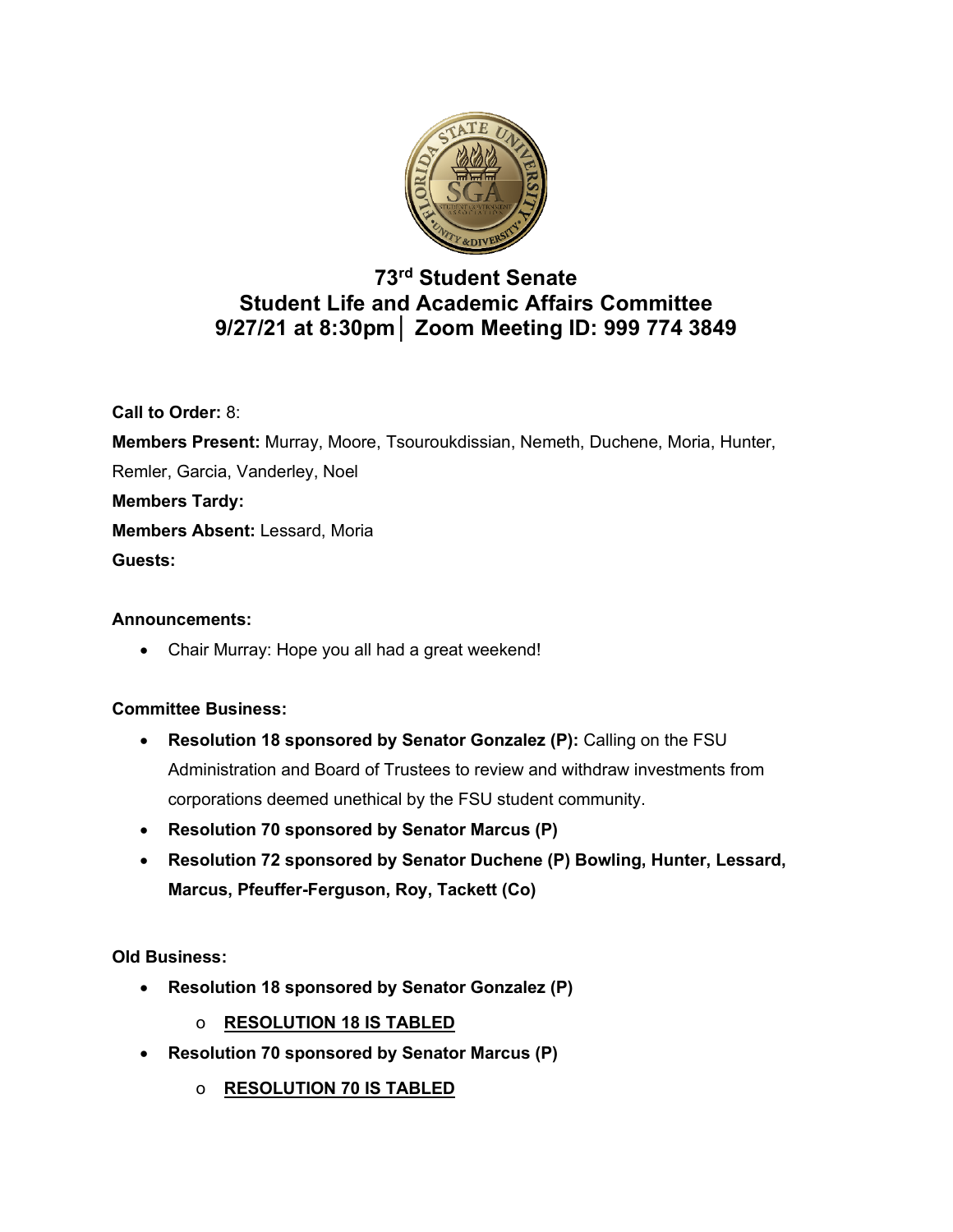# 73rd Student Senate
## Student Life and Academic Affairs Committee
### 9/27/21 at 8:30pm│ Zoom Meeting ID: 999 774 3849

**Call to Order:** 8:

**Members Present:** Murray, Moore, Tsouroukdissian, Nemeth, Duchene, Moria, Hunter, Remler, Garcia, Vanderley, Noel

**Members Tardy:**

**Members Absent:** Lessard, Moria

**Guests:**

**Announcements:**

- Chair Murray: Hope you all had a great weekend!

**Committee Business:**

- **Resolution 18 sponsored by Senator Gonzalez (P):** Calling on the FSU Administration and Board of Trustees to review and withdraw investments from corporations deemed unethical by the FSU student community.
- **Resolution 70 sponsored by Senator Marcus (P)**
- **Resolution 72 sponsored by Senator Duchene (P) Bowling, Hunter, Lessard, Marcus, Pfeuffer-Ferguson, Roy, Tackett (Co)**

**Old Business:**

- **Resolution 18 sponsored by Senator Gonzalez (P)**
  - **RESOLUTION 18 IS TABLED**
- **Resolution 70 sponsored by Senator Marcus (P)**
  - **RESOLUTION 70 IS TABLED**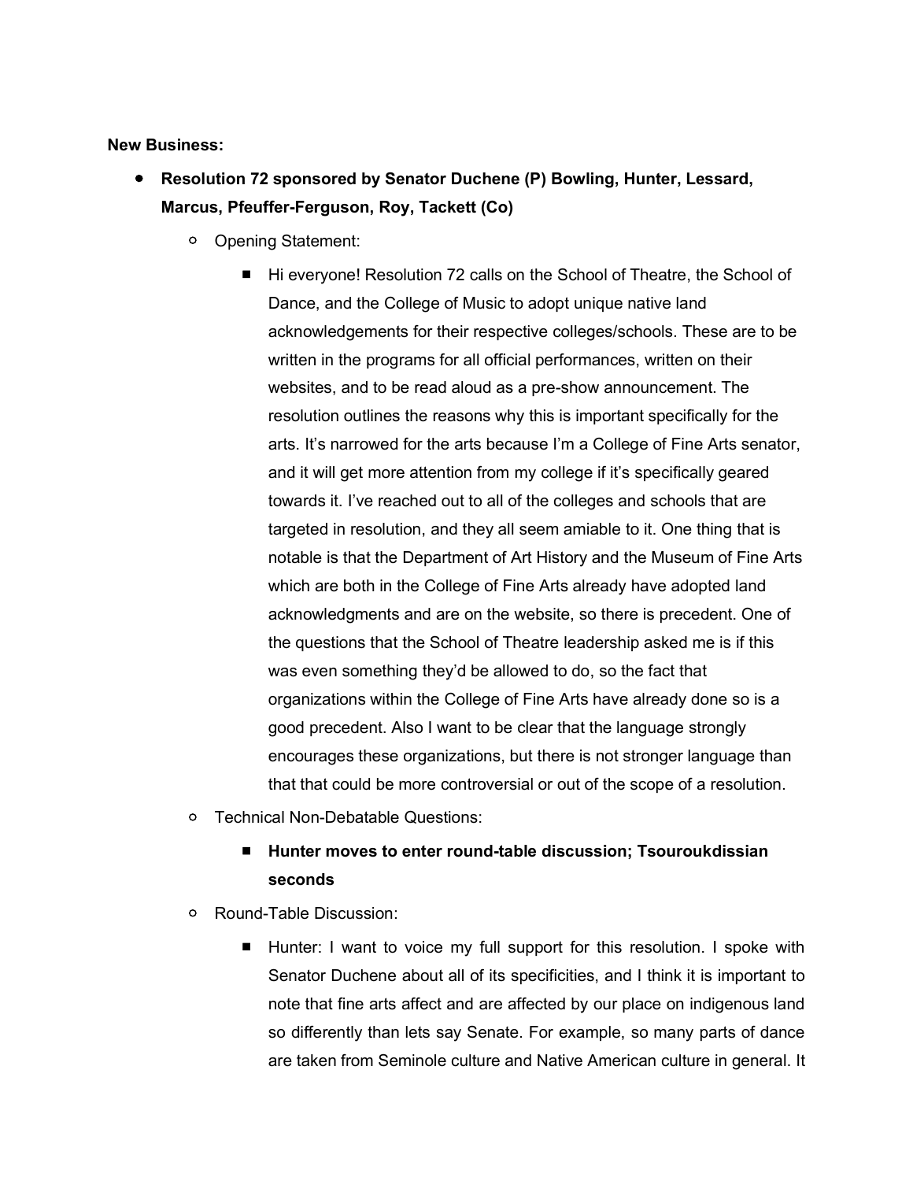**New Business:**

- **Resolution 72 sponsored by Senator Duchene (P) Bowling, Hunter, Lessard, Marcus, Pfeuffer-Ferguson, Roy, Tackett (Co)**
    - Opening Statement:
        - Hi everyone! Resolution 72 calls on the School of Theatre, the School of Dance, and the College of Music to adopt unique native land acknowledgements for their respective colleges/schools. These are to be written in the programs for all official performances, written on their websites, and to be read aloud as a pre-show announcement. The resolution outlines the reasons why this is important specifically for the arts. It's narrowed for the arts because I'm a College of Fine Arts senator, and it will get more attention from my college if it's specifically geared towards it. I've reached out to all of the colleges and schools that are targeted in resolution, and they all seem amiable to it. One thing that is notable is that the Department of Art History and the Museum of Fine Arts which are both in the College of Fine Arts already have adopted land acknowledgments and are on the website, so there is precedent. One of the questions that the School of Theatre leadership asked me is if this was even something they'd be allowed to do, so the fact that organizations within the College of Fine Arts have already done so is a good precedent. Also I want to be clear that the language strongly encourages these organizations, but there is not stronger language than that that could be more controversial or out of the scope of a resolution.
    - Technical Non-Debatable Questions:
        - **Hunter moves to enter round-table discussion; Tsouroukdissian seconds**
    - Round-Table Discussion:
        - Hunter: I want to voice my full support for this resolution. I spoke with Senator Duchene about all of its specificities, and I think it is important to note that fine arts affect and are affected by our place on indigenous land so differently than lets say Senate. For example, so many parts of dance are taken from Seminole culture and Native American culture in general. It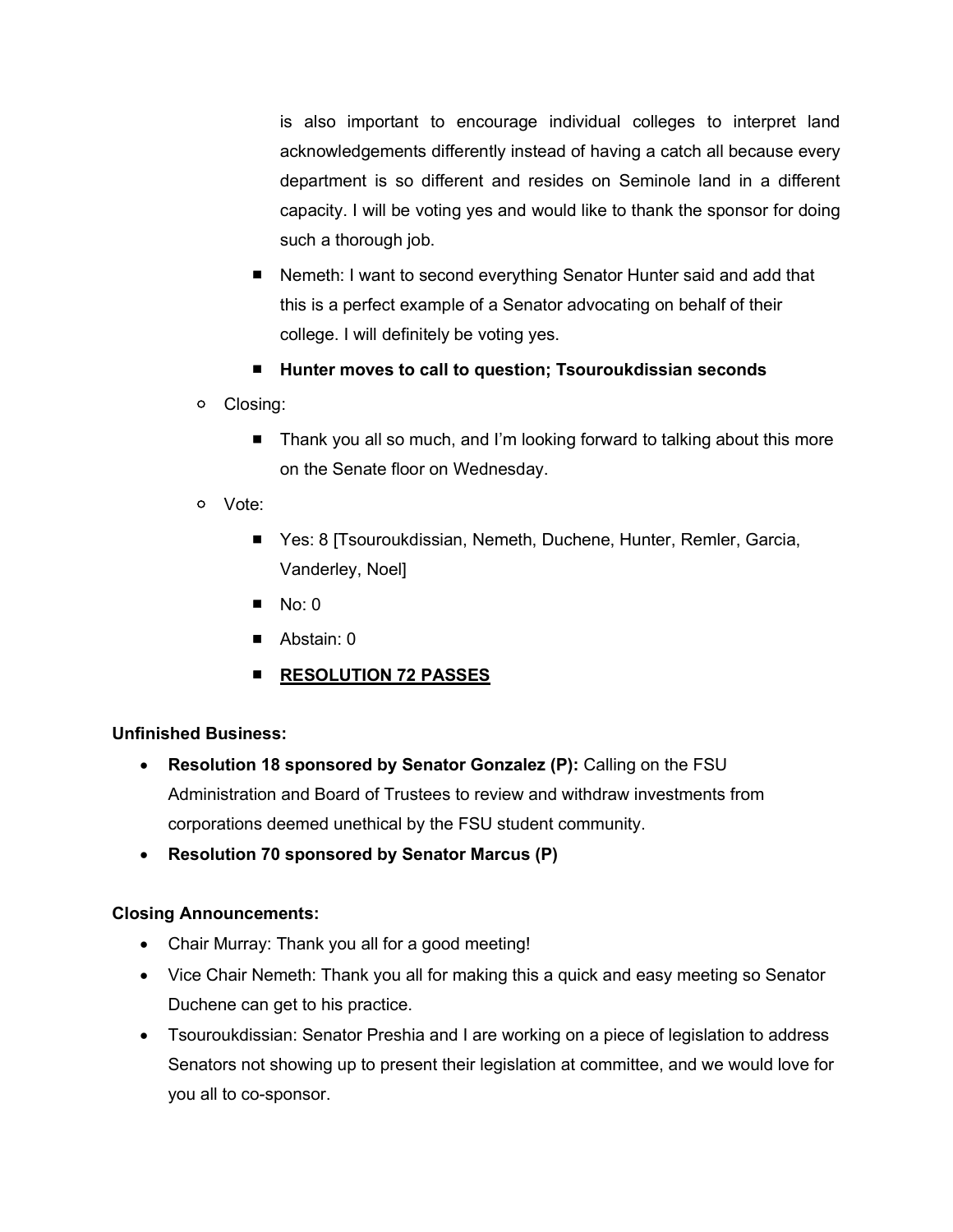is also important to encourage individual colleges to interpret land acknowledgements differently instead of having a catch all because every department is so different and resides on Seminole land in a different capacity. I will be voting yes and would like to thank the sponsor for doing such a thorough job.

    - Nemeth: I want to second everything Senator Hunter said and add that this is a perfect example of a Senator advocating on behalf of their college. I will definitely be voting yes.
    - **Hunter moves to call to question; Tsouroukdissian seconds**
  - Closing:
    - Thank you all so much, and I'm looking forward to talking about this more on the Senate floor on Wednesday.
  - Vote:
    - Yes: 8 [Tsouroukdissian, Nemeth, Duchene, Hunter, Remler, Garcia, Vanderley, Noel]
    - No: 0
    - Abstain: 0
    - <u>**RESOLUTION 72 PASSES**</u>

**Unfinished Business:**

- **Resolution 18 sponsored by Senator Gonzalez (P):** Calling on the FSU Administration and Board of Trustees to review and withdraw investments from corporations deemed unethical by the FSU student community.
- **Resolution 70 sponsored by Senator Marcus (P)**

**Closing Announcements:**

- Chair Murray: Thank you all for a good meeting!
- Vice Chair Nemeth: Thank you all for making this a quick and easy meeting so Senator Duchene can get to his practice.
- Tsouroukdissian: Senator Preshia and I are working on a piece of legislation to address Senators not showing up to present their legislation at committee, and we would love for you all to co-sponsor.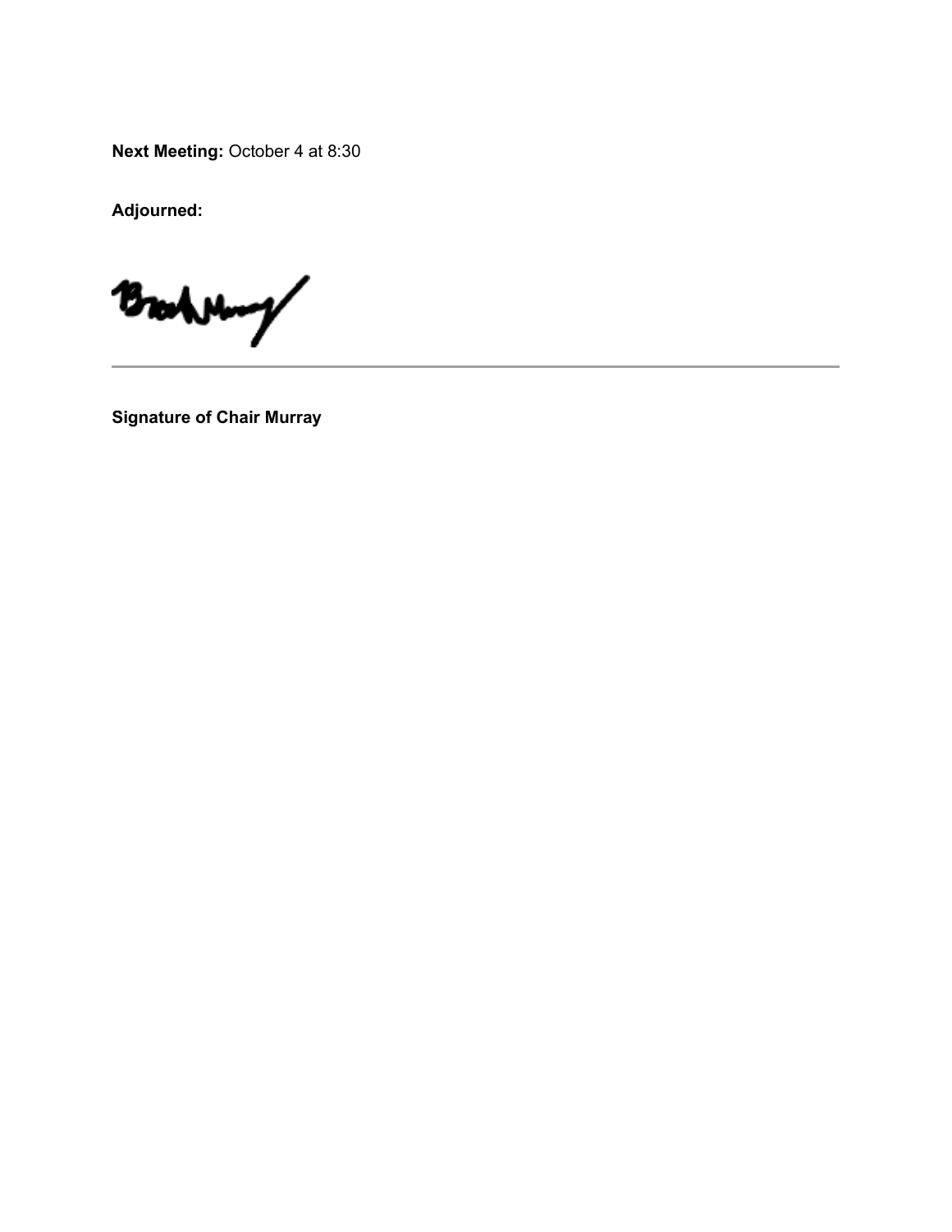**Next Meeting:** October 4 at 8:30

**Adjourned:**

---

**Signature of Chair Murray**